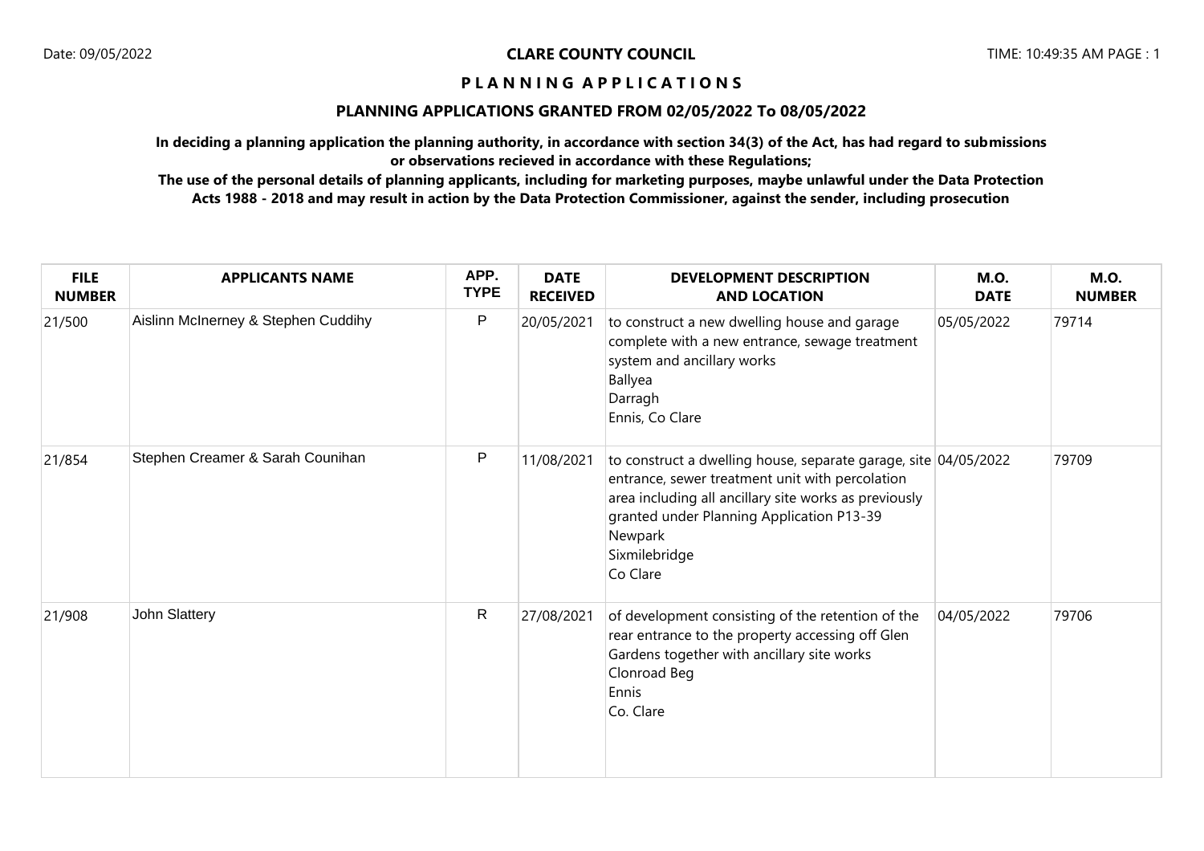**CLARE COUNTY COUNCIL**

# PLANNING APPLICATIONS

## PLANNING APPLICATIONS GRANTED FROM 02/05/2022 To 08/05/2022

**In deciding a planning application the planning authority, in accordance with section 34(3) of the Act, has had regard to submissions or observations recieved in accordance with these Regulations;**

**The use of the personal details of planning applicants, including for marketing purposes, maybe unlawful under the Data Protection Acts 1988 - 2018 and may result in action by the Data Protection Commissioner, against the sender, including prosecution**

| FILE NUMBER | APPLICANTS NAME | APP. TYPE | DATE RECEIVED | DEVELOPMENT DESCRIPTION AND LOCATION | M.O. DATE | M.O. NUMBER |
|---|---|---|---|---|---|---|
| 21/500 | Aislinn McInerney & Stephen Cuddihy | P | 20/05/2021 | to construct a new dwelling house and garage complete with a new entrance, sewage treatment system and ancillary works<br>Ballyea<br>Darragh<br>Ennis, Co Clare | 05/05/2022 | 79714 |
| 21/854 | Stephen Creamer & Sarah Counihan | P | 11/08/2021 | to construct a dwelling house, separate garage, site entrance, sewer treatment unit with percolation area including all ancillary site works as previously granted under Planning Application P13-39<br>Newpark<br>Sixmilebridge<br>Co Clare | 04/05/2022 | 79709 |
| 21/908 | John Slattery | R | 27/08/2021 | of development consisting of the retention of the rear entrance to the property accessing off Glen Gardens together with ancillary site works<br>Clonroad Beg<br>Ennis<br>Co. Clare | 04/05/2022 | 79706 |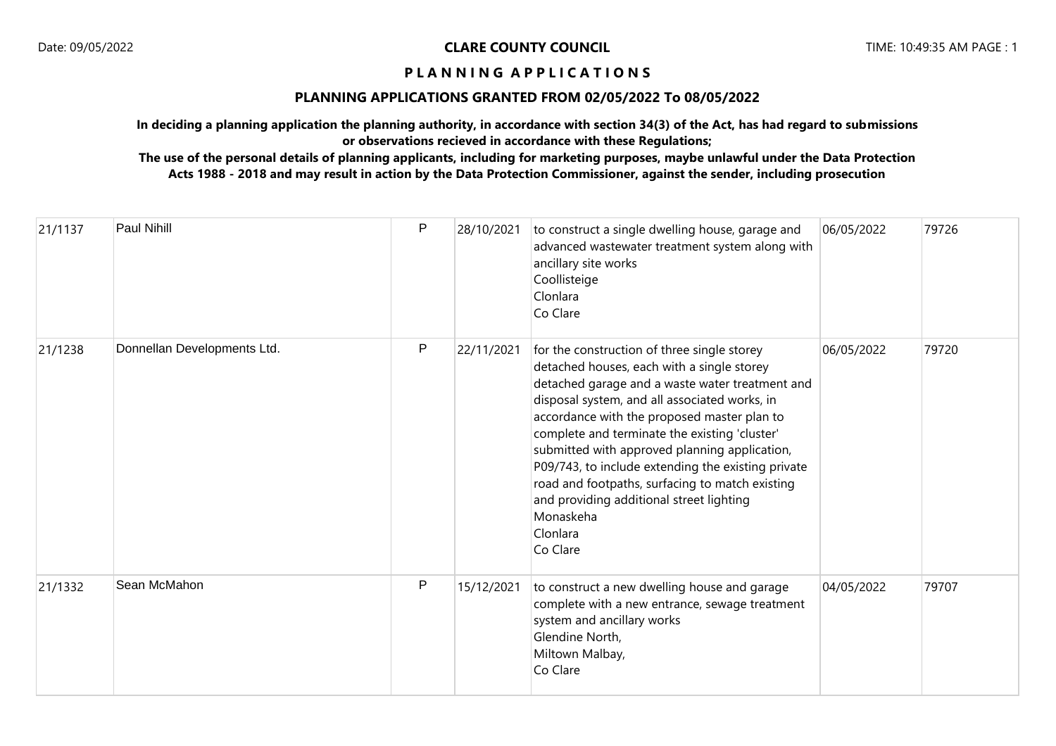**CLARE COUNTY COUNCIL**

**P L A N N I N G   A P P L I C A T I O N S**

**PLANNING APPLICATIONS GRANTED FROM 02/05/2022 To 08/05/2022**

**In deciding a planning application the planning authority, in accordance with section 34(3) of the Act, has had regard to submissions or observations recieved in accordance with these Regulations;**

**The use of the personal details of planning applicants, including for marketing purposes, maybe unlawful under the Data Protection Acts 1988 - 2018 and may result in action by the Data Protection Commissioner, against the sender, including prosecution**

| | | | | | | |
|---|---|---|---|---|---|---|
| 21/1137 | Paul Nihill | P | 28/10/2021 | to construct a single dwelling house, garage and advanced wastewater treatment system along with ancillary site works<br>Coollisteige<br>Clonlara<br>Co Clare | 06/05/2022 | 79726 |
| 21/1238 | Donnellan Developments Ltd. | P | 22/11/2021 | for the construction of three single storey detached houses, each with a single storey detached garage and a waste water treatment and disposal system, and all associated works, in accordance with the proposed master plan to complete and terminate the existing 'cluster' submitted with approved planning application, P09/743, to include extending the existing private road and footpaths, surfacing to match existing and providing additional street lighting<br>Monaskeha<br>Clonlara<br>Co Clare | 06/05/2022 | 79720 |
| 21/1332 | Sean McMahon | P | 15/12/2021 | to construct a new dwelling house and garage complete with a new entrance, sewage treatment system and ancillary works<br>Glendine North,<br>Miltown Malbay,<br>Co Clare | 04/05/2022 | 79707 |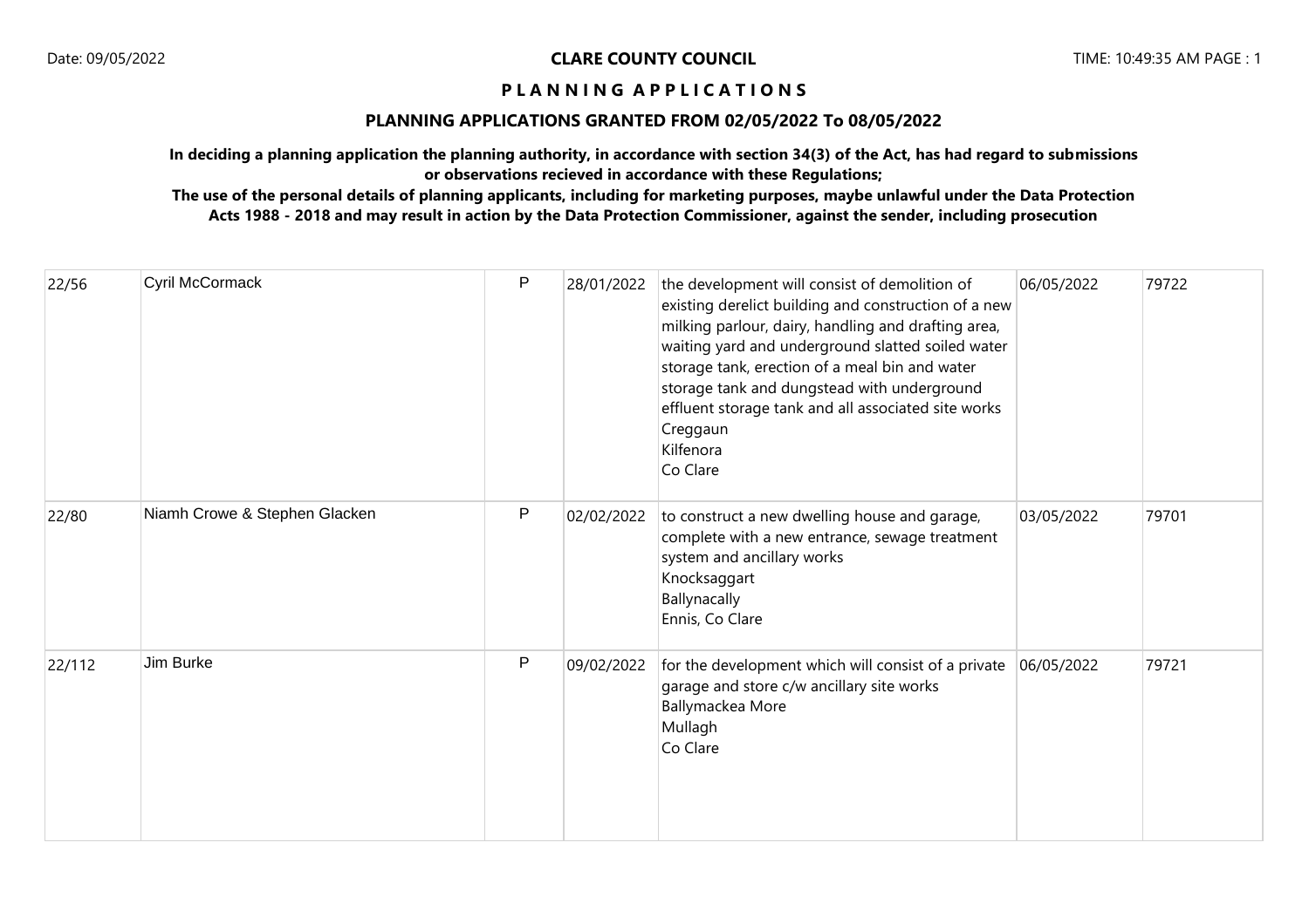**CLARE COUNTY COUNCIL**

**P L A N N I N G A P P L I C A T I O N S**

**PLANNING APPLICATIONS GRANTED FROM 02/05/2022 To 08/05/2022**

**In deciding a planning application the planning authority, in accordance with section 34(3) of the Act, has had regard to submissions or observations recieved in accordance with these Regulations;**

**The use of the personal details of planning applicants, including for marketing purposes, maybe unlawful under the Data Protection Acts 1988 - 2018 and may result in action by the Data Protection Commissioner, against the sender, including prosecution**

| | | | | | | |
|---|---|---|---|---|---|---|
| 22/56 | Cyril McCormack | P | 28/01/2022 | the development will consist of demolition of existing derelict building and construction of a new milking parlour, dairy, handling and drafting area, waiting yard and underground slatted soiled water storage tank, erection of a meal bin and water storage tank and dungstead with underground effluent storage tank and all associated site works<br>Creggaun<br>Kilfenora<br>Co Clare | 06/05/2022 | 79722 |
| 22/80 | Niamh Crowe & Stephen Glacken | P | 02/02/2022 | to construct a new dwelling house and garage, complete with a new entrance, sewage treatment system and ancillary works<br>Knocksaggart<br>Ballynacally<br>Ennis, Co Clare | 03/05/2022 | 79701 |
| 22/112 | Jim Burke | P | 09/02/2022 | for the development which will consist of a private garage and store c/w ancillary site works<br>Ballymackea More<br>Mullagh<br>Co Clare | 06/05/2022 | 79721 |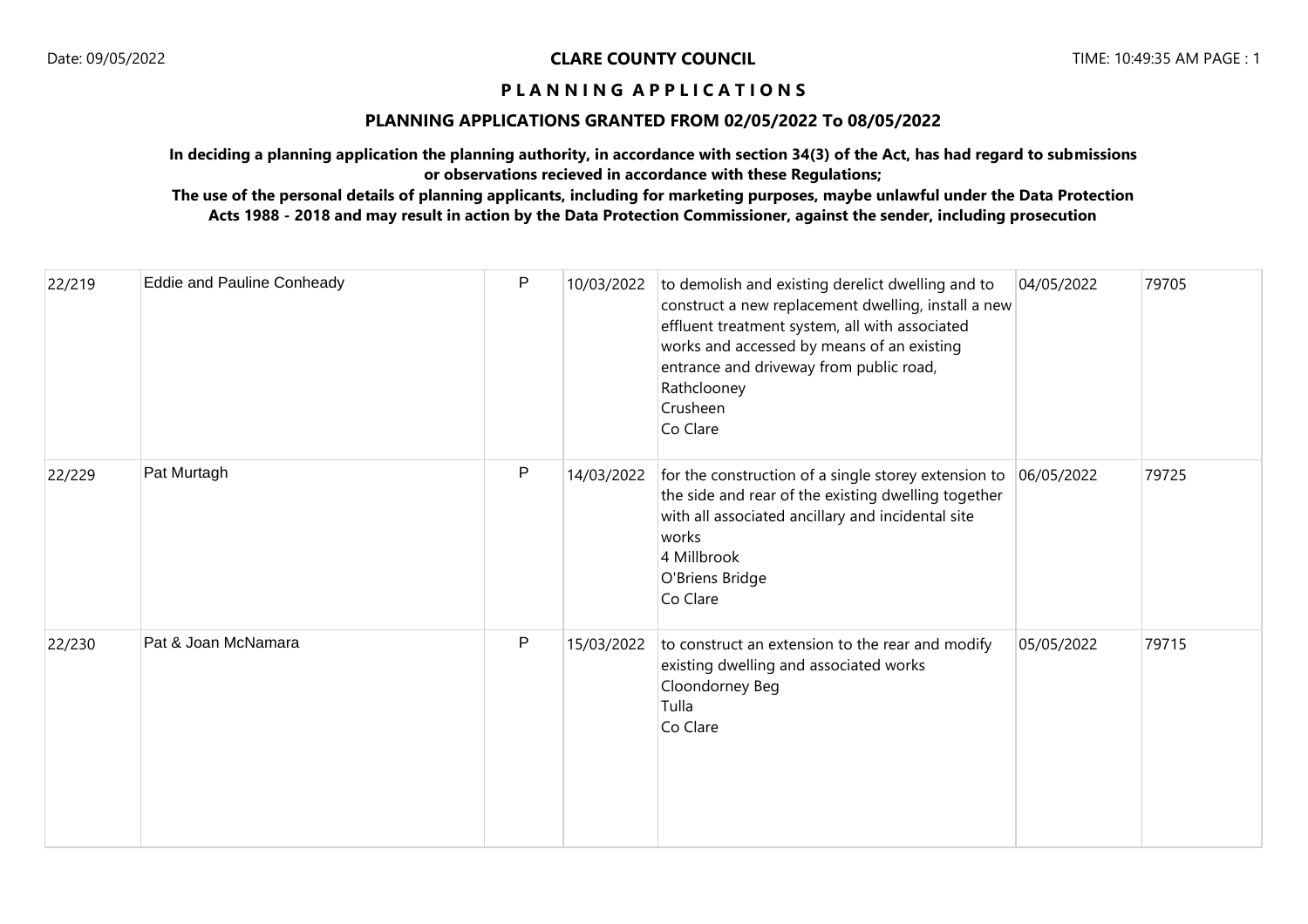**CLARE COUNTY COUNCIL**

**P L A N N I N G A P P L I C A T I O N S**

**PLANNING APPLICATIONS GRANTED FROM 02/05/2022 To 08/05/2022**

**In deciding a planning application the planning authority, in accordance with section 34(3) of the Act, has had regard to submissions or observations recieved in accordance with these Regulations;**

**The use of the personal details of planning applicants, including for marketing purposes, maybe unlawful under the Data Protection Acts 1988 - 2018 and may result in action by the Data Protection Commissioner, against the sender, including prosecution**

| | | | | | | |
|---|---|---|---|---|---|---|
| 22/219 | Eddie and Pauline Conheady | P | 10/03/2022 | to demolish and existing derelict dwelling and to construct a new replacement dwelling, install a new effluent treatment system, all with associated works and accessed by means of an existing entrance and driveway from public road, Rathclooney Crusheen Co Clare | 04/05/2022 | 79705 |
| 22/229 | Pat Murtagh | P | 14/03/2022 | for the construction of a single storey extension to the side and rear of the existing dwelling together with all associated ancillary and incidental site works 4 Millbrook O'Briens Bridge Co Clare | 06/05/2022 | 79725 |
| 22/230 | Pat & Joan McNamara | P | 15/03/2022 | to construct an extension to the rear and modify existing dwelling and associated works Cloondorney Beg Tulla Co Clare | 05/05/2022 | 79715 |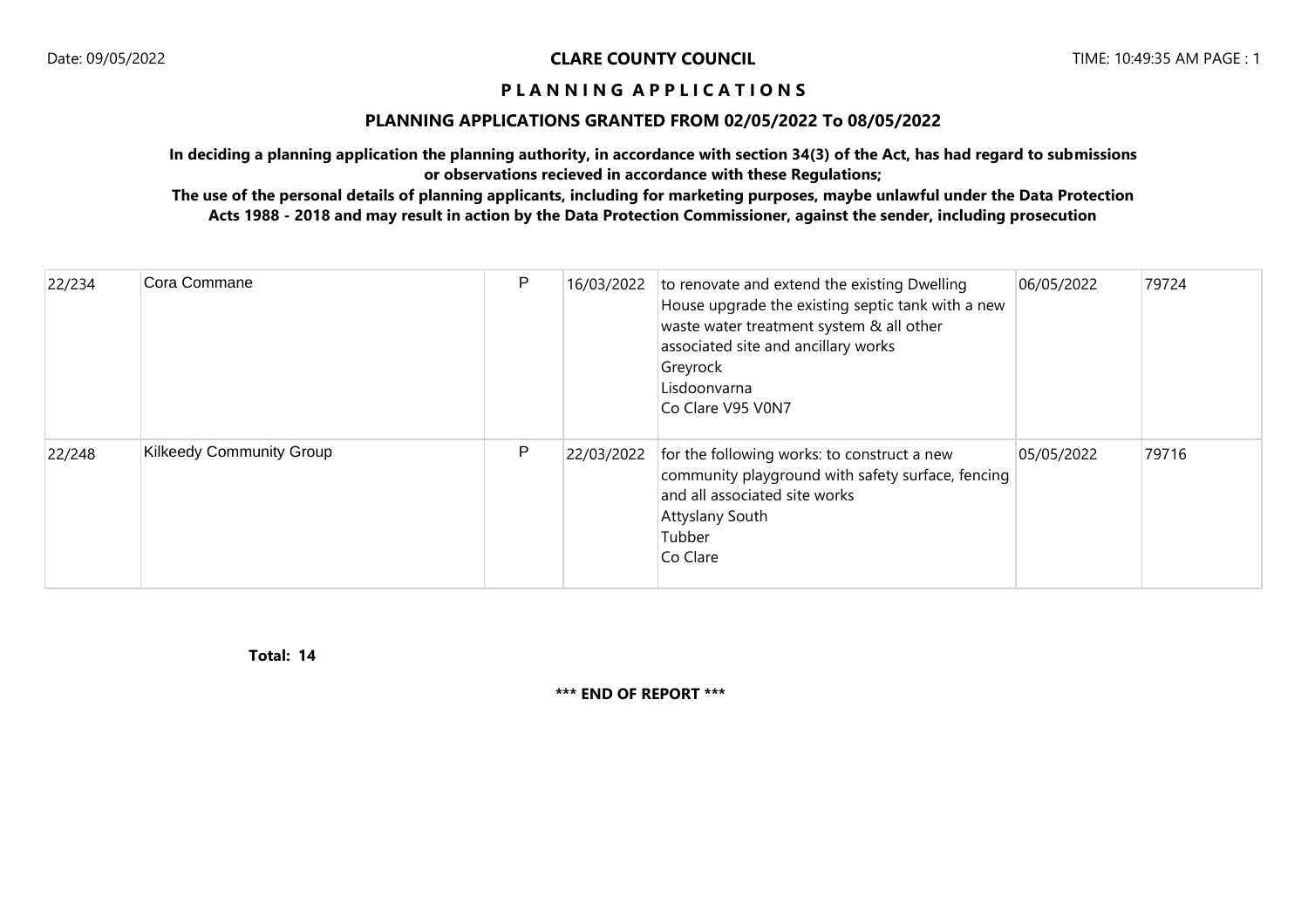**CLARE COUNTY COUNCIL**

**P L A N N I N G A P P L I C A T I O N S**

**PLANNING APPLICATIONS GRANTED FROM 02/05/2022 To 08/05/2022**

**In deciding a planning application the planning authority, in accordance with section 34(3) of the Act, has had regard to submissions or observations recieved in accordance with these Regulations;**

**The use of the personal details of planning applicants, including for marketing purposes, maybe unlawful under the Data Protection Acts 1988 - 2018 and may result in action by the Data Protection Commissioner, against the sender, including prosecution**

| | | | | | | |
|---|---|---|---|---|---|---|
| 22/234 | Cora Commane | P | 16/03/2022 | to renovate and extend the existing Dwelling House upgrade the existing septic tank with a new waste water treatment system & all other associated site and ancillary works<br>Greyrock<br>Lisdoonvarna<br>Co Clare V95 V0N7 | 06/05/2022 | 79724 |
| 22/248 | Kilkeedy Community Group | P | 22/03/2022 | for the following works: to construct a new community playground with safety surface, fencing and all associated site works<br>Attyslany South<br>Tubber<br>Co Clare | 05/05/2022 | 79716 |

**Total: 14**

**\*\*\* END OF REPORT \*\*\***